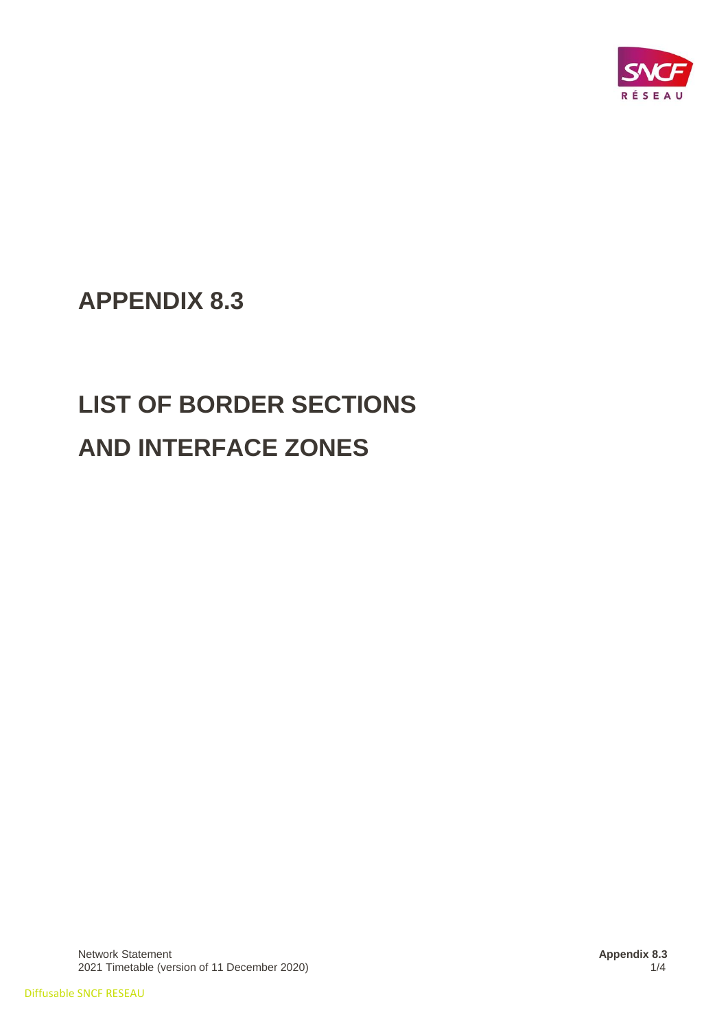# APPENDIX 8.3

# LIST OF BORDER SECTIONS AND INTERFACE ZONES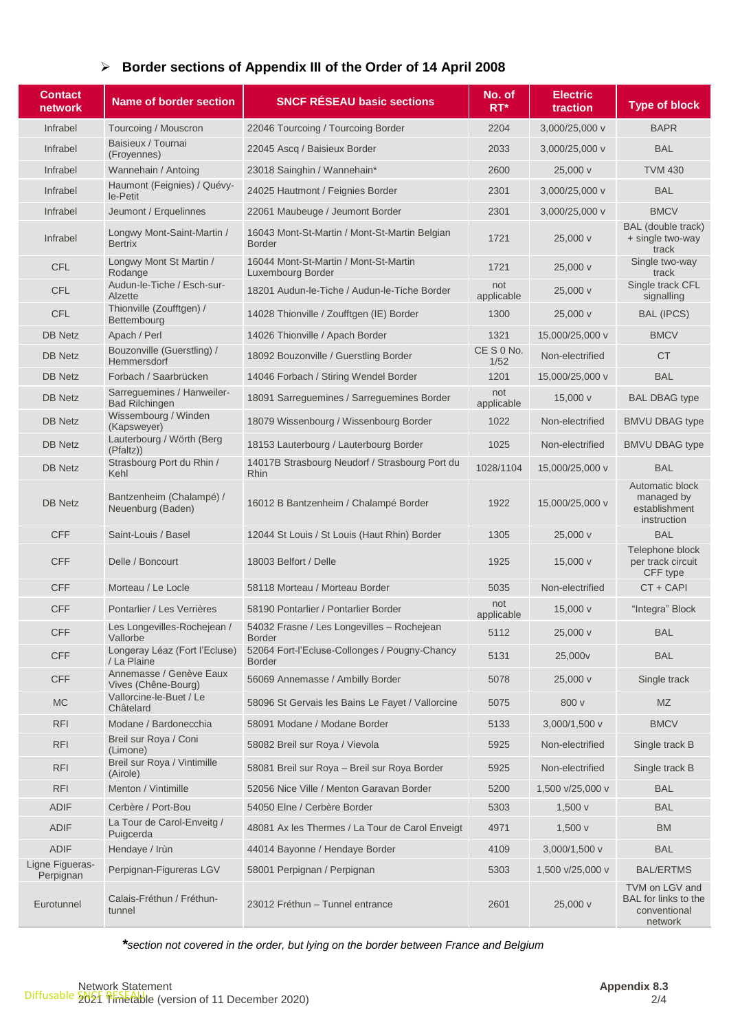## Border sections of Appendix III of the Order of 14 April 2008

| Contact network | Name of border section | SNCF RÉSEAU basic sections | No. of RT* | Electric traction | Type of block |
|---|---|---|---|---|---|
| Infrabel | Tourcoing / Mouscron | 22046 Tourcoing / Tourcoing Border | 2204 | 3,000/25,000 v | BAPR |
| Infrabel | Baisieux / Tournai (Froyennes) | 22045 Ascq / Baisieux Border | 2033 | 3,000/25,000 v | BAL |
| Infrabel | Wannehain / Antoing | 23018 Sainghin / Wannehain* | 2600 | 25,000 v | TVM 430 |
| Infrabel | Haumont (Feignies) / Quévy-le-Petit | 24025 Hautmont / Feignies Border | 2301 | 3,000/25,000 v | BAL |
| Infrabel | Jeumont / Erquelinnes | 22061 Maubeuge / Jeumont Border | 2301 | 3,000/25,000 v | BMCV |
| Infrabel | Longwy Mont-Saint-Martin / Bertrix | 16043 Mont-St-Martin / Mont-St-Martin Belgian Border | 1721 | 25,000 v | BAL (double track) + single two-way track |
| CFL | Longwy Mont St Martin / Rodange | 16044 Mont-St-Martin / Mont-St-Martin Luxembourg Border | 1721 | 25,000 v | Single two-way track |
| CFL | Audun-le-Tiche / Esch-sur-Alzette | 18201 Audun-le-Tiche / Audun-le-Tiche Border | not applicable | 25,000 v | Single track CFL signalling |
| CFL | Thionville (Zoufftgen) / Bettembourg | 14028 Thionville / Zoufftgen (IE) Border | 1300 | 25,000 v | BAL (IPCS) |
| DB Netz | Apach / Perl | 14026 Thionville / Apach Border | 1321 | 15,000/25,000 v | BMCV |
| DB Netz | Bouzonville (Guerstling) / Hemmersdorf | 18092 Bouzonville / Guerstling Border | CE S 0 No. 1/52 | Non-electrified | CT |
| DB Netz | Forbach / Saarbrücken | 14046 Forbach / Stiring Wendel Border | 1201 | 15,000/25,000 v | BAL |
| DB Netz | Sarreguemines / Hanweiler-Bad Rilchingen | 18091 Sarreguemines / Sarreguemines Border | not applicable | 15,000 v | BAL DBAG type |
| DB Netz | Wissembourg / Winden (Kapsweyer) | 18079 Wissembourg / Wissenbourg Border | 1022 | Non-electrified | BMVU DBAG type |
| DB Netz | Lauterbourg / Wörth (Berg (Pfaltz)) | 18153 Lauterbourg / Lauterbourg Border | 1025 | Non-electrified | BMVU DBAG type |
| DB Netz | Strasbourg Port du Rhin / Kehl | 14017B Strasbourg Neudorf / Strasbourg Port du Rhin | 1028/1104 | 15,000/25,000 v | BAL |
| DB Netz | Bantzenheim (Chalampé) / Neuenburg (Baden) | 16012 B Bantzenheim / Chalampé Border | 1922 | 15,000/25,000 v | Automatic block managed by establishment instruction |
| CFF | Saint-Louis / Basel | 12044 St Louis / St Louis (Haut Rhin) Border | 1305 | 25,000 v | BAL |
| CFF | Delle / Boncourt | 18003 Belfort / Delle | 1925 | 15,000 v | Telephone block per track circuit CFF type |
| CFF | Morteau / Le Locle | 58118 Morteau / Morteau Border | 5035 | Non-electrified | CT + CAPI |
| CFF | Pontarlier / Les Verrières | 58190 Pontarlier / Pontarlier Border | not applicable | 15,000 v | "Integra" Block |
| CFF | Les Longevilles-Rochejean / Vallorbe | 54032 Frasne / Les Longevilles – Rochejean Border | 5112 | 25,000 v | BAL |
| CFF | Longeray Léaz (Fort l'Ecluse) / La Plaine | 52064 Fort-l'Ecluse-Collonges / Pougny-Chancy Border | 5131 | 25,000v | BAL |
| CFF | Annemasse / Genève Eaux Vives (Chêne-Bourg) | 56069 Annemasse / Ambilly Border | 5078 | 25,000 v | Single track |
| MC | Vallorcine-le-Buet / Le Châtelard | 58096 St Gervais les Bains Le Fayet / Vallorcine | 5075 | 800 v | MZ |
| RFI | Modane / Bardonecchia | 58091 Modane / Modane Border | 5133 | 3,000/1,500 v | BMCV |
| RFI | Breil sur Roya / Coni (Limone) | 58082 Breil sur Roya / Vievola | 5925 | Non-electrified | Single track B |
| RFI | Breil sur Roya / Vintimille (Airole) | 58081 Breil sur Roya – Breil sur Roya Border | 5925 | Non-electrified | Single track B |
| RFI | Menton / Vintimille | 52056 Nice Ville / Menton Garavan Border | 5200 | 1,500 v/25,000 v | BAL |
| ADIF | Cerbère / Port-Bou | 54050 Elne / Cerbère Border | 5303 | 1,500 v | BAL |
| ADIF | La Tour de Carol-Enveitg / Puigcerda | 48081 Ax les Thermes / La Tour de Carol Enveigt | 4971 | 1,500 v | BM |
| ADIF | Hendaye / Irùn | 44014 Bayonne / Hendaye Border | 4109 | 3,000/1,500 v | BAL |
| Ligne Figueras-Perpignan | Perpignan-Figureras LGV | 58001 Perpignan / Perpignan | 5303 | 1,500 v/25,000 v | BAL/ERTMS |
| Eurotunnel | Calais-Fréthun / Fréthun-tunnel | 23012 Fréthun – Tunnel entrance | 2601 | 25,000 v | TVM on LGV and BAL for links to the conventional network |

***section not covered in the order, but lying on the border between France and Belgium*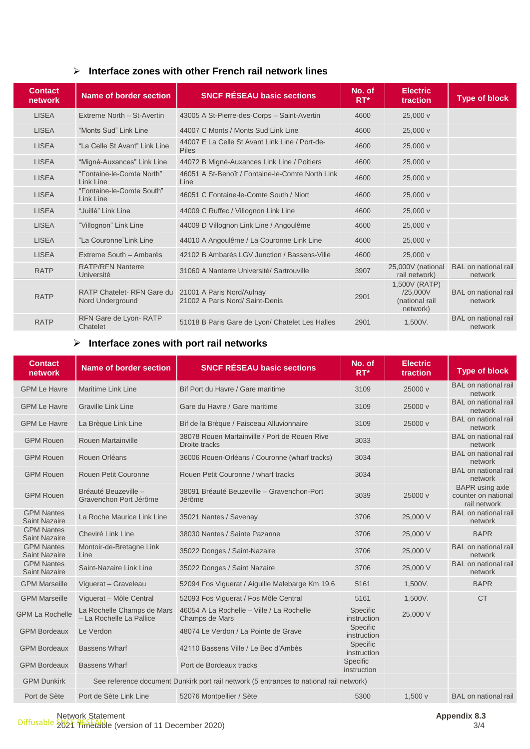- **Interface zones with other French rail network lines**

| Contact network | Name of border section | SNCF RÉSEAU basic sections | No. of RT* | Electric traction | Type of block |
|---|---|---|---|---|---|
| LISEA | Extreme North – St-Avertin | 43005 A St-Pierre-des-Corps – Saint-Avertin | 4600 | 25,000 v | |
| LISEA | "Monts Sud" Link Line | 44007 C Monts / Monts Sud Link Line | 4600 | 25,000 v | |
| LISEA | "La Celle St Avant" Link Line | 44007 E La Celle St Avant Link Line / Port-de-Piles | 4600 | 25,000 v | |
| LISEA | "Migné-Auxances" Link Line | 44072 B Migné-Auxances Link Line / Poitiers | 4600 | 25,000 v | |
| LISEA | "Fontaine-le-Comte North" Link Line | 46051 A St-Benoît / Fontaine-le-Comte North Link Line | 4600 | 25,000 v | |
| LISEA | "Fontaine-le-Comte South" Link Line | 46051 C Fontaine-le-Comte South / Niort | 4600 | 25,000 v | |
| LISEA | "Juillé" Link Line | 44009 C Ruffec / Villognon Link Line | 4600 | 25,000 v | |
| LISEA | "Villognon" Link Line | 44009 D Villognon Link Line / Angoulême | 4600 | 25,000 v | |
| LISEA | "La Couronne"Link Line | 44010 A Angoulême / La Couronne Link Line | 4600 | 25,000 v | |
| LISEA | Extreme South – Ambarès | 42102 B Ambarès LGV Junction / Bassens-Ville | 4600 | 25,000 v | |
| RATP | RATP/RFN Nanterre Université | 31060 A Nanterre Université/ Sartrouville | 3907 | 25,000V (national rail network) | BAL on national rail network |
| RATP | RATP Chatelet- RFN Gare du Nord Underground | 21001 A Paris Nord/Aulnay<br>21002 A Paris Nord/ Saint-Denis | 2901 | 1,500V (RATP) /25,000V (national rail network) | BAL on national rail network |
| RATP | RFN Gare de Lyon- RATP Chatelet | 51018 B Paris Gare de Lyon/ Chatelet Les Halles | 2901 | 1,500V. | BAL on national rail network |

- **Interface zones with port rail networks**

| Contact network | Name of border section | SNCF RÉSEAU basic sections | No. of RT* | Electric traction | Type of block |
|---|---|---|---|---|---|
| GPM Le Havre | Maritime Link Line | Bif Port du Havre / Gare maritime | 3109 | 25000 v | BAL on national rail network |
| GPM Le Havre | Graville Link Line | Gare du Havre / Gare maritime | 3109 | 25000 v | BAL on national rail network |
| GPM Le Havre | La Brèque Link Line | Bif de la Brèque / Faisceau Alluvionnaire | 3109 | 25000 v | BAL on national rail network |
| GPM Rouen | Rouen Martainville | 38078 Rouen Martainville / Port de Rouen Rive Droite tracks | 3033 | | BAL on national rail network |
| GPM Rouen | Rouen Orléans | 36006 Rouen-Orléans / Couronne (wharf tracks) | 3034 | | BAL on national rail network |
| GPM Rouen | Rouen Petit Couronne | Rouen Petit Couronne / wharf tracks | 3034 | | BAL on national rail network |
| GPM Rouen | Bréauté Beuzeville – Gravenchon Port Jérôme | 38091 Bréauté Beuzeville – Gravenchon-Port Jérôme | 3039 | 25000 v | BAPR using axle counter on national rail network |
| GPM Nantes Saint Nazaire | La Roche Maurice Link Line | 35021 Nantes / Savenay | 3706 | 25,000 V | BAL on national rail network |
| GPM Nantes Saint Nazaire | Cheviré Link Line | 38030 Nantes / Sainte Pazanne | 3706 | 25,000 V | BAPR |
| GPM Nantes Saint Nazaire | Montoir-de-Bretagne Link Line | 35022 Donges / Saint-Nazaire | 3706 | 25,000 V | BAL on national rail network |
| GPM Nantes Saint Nazaire | Saint-Nazaire Link Line | 35022 Donges / Saint Nazaire | 3706 | 25,000 V | BAL on national rail network |
| GPM Marseille | Viguerat – Graveleau | 52094 Fos Viguerat / Aiguille Malebarge Km 19.6 | 5161 | 1,500V. | BAPR |
| GPM Marseille | Viguerat – Môle Central | 52093 Fos Viguerat / Fos Môle Central | 5161 | 1,500V. | CT |
| GPM La Rochelle | La Rochelle Champs de Mars – La Rochelle La Pallice | 46054 A La Rochelle – Ville / La Rochelle Champs de Mars | Specific instruction | 25,000 V | |
| GPM Bordeaux | Le Verdon | 48074 Le Verdon / La Pointe de Grave | Specific instruction | | |
| GPM Bordeaux | Bassens Wharf | 42110 Bassens Ville / Le Bec d'Ambès | Specific instruction | | |
| GPM Bordeaux | Bassens Wharf | Port de Bordeaux tracks | Specific instruction | | |
| GPM Dunkirk | See reference document Dunkirk port rail network (5 entrances to national rail network) | | | | |
| Port de Sète | Port de Sète Link Line | 52076 Montpellier / Sète | 5300 | 1,500 v | BAL on national rail |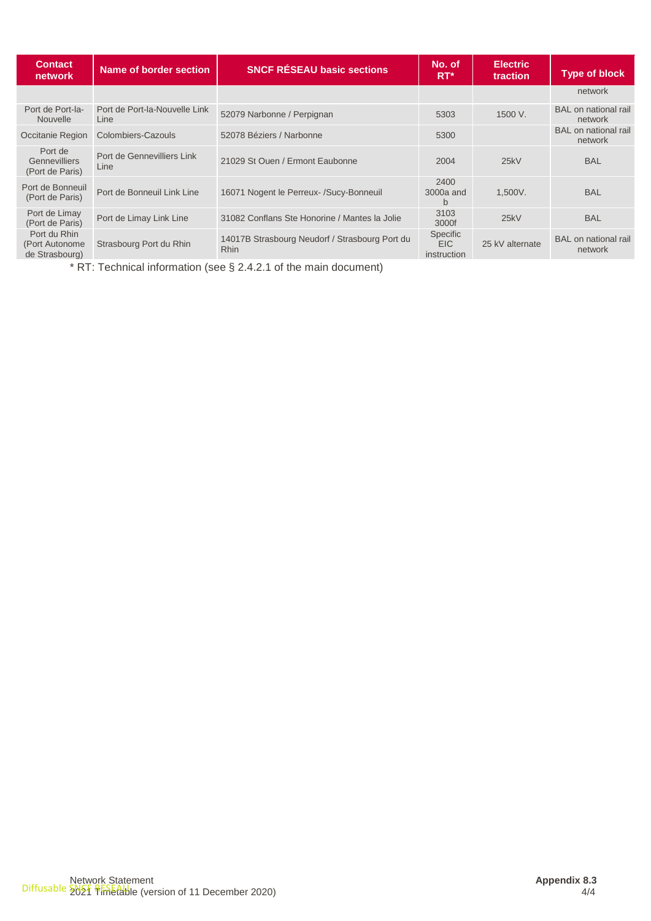| Contact network | Name of border section | SNCF RÉSEAU basic sections | No. of RT* | Electric traction | Type of block |
|---|---|---|---|---|---|
| | | | | | network |
| Port de Port-la-Nouvelle | Port de Port-la-Nouvelle Link Line | 52079 Narbonne / Perpignan | 5303 | 1500 V. | BAL on national rail network |
| Occitanie Region | Colombiers-Cazouls | 52078 Béziers / Narbonne | 5300 | | BAL on national rail network |
| Port de Gennevilliers (Port de Paris) | Port de Gennevilliers Link Line | 21029 St Ouen / Ermont Eaubonne | 2004 | 25kV | BAL |
| Port de Bonneuil (Port de Paris) | Port de Bonneuil Link Line | 16071 Nogent le Perreux- /Sucy-Bonneuil | 2400 3000a and b | 1,500V. | BAL |
| Port de Limay (Port de Paris) | Port de Limay Link Line | 31082 Conflans Ste Honorine / Mantes la Jolie | 3103 3000f | 25kV | BAL |
| Port du Rhin (Port Autonome de Strasbourg) | Strasbourg Port du Rhin | 14017B Strasbourg Neudorf / Strasbourg Port du Rhin | Specific EIC instruction | 25 kV alternate | BAL on national rail network |

* RT: Technical information (see § 2.4.2.1 of the main document)